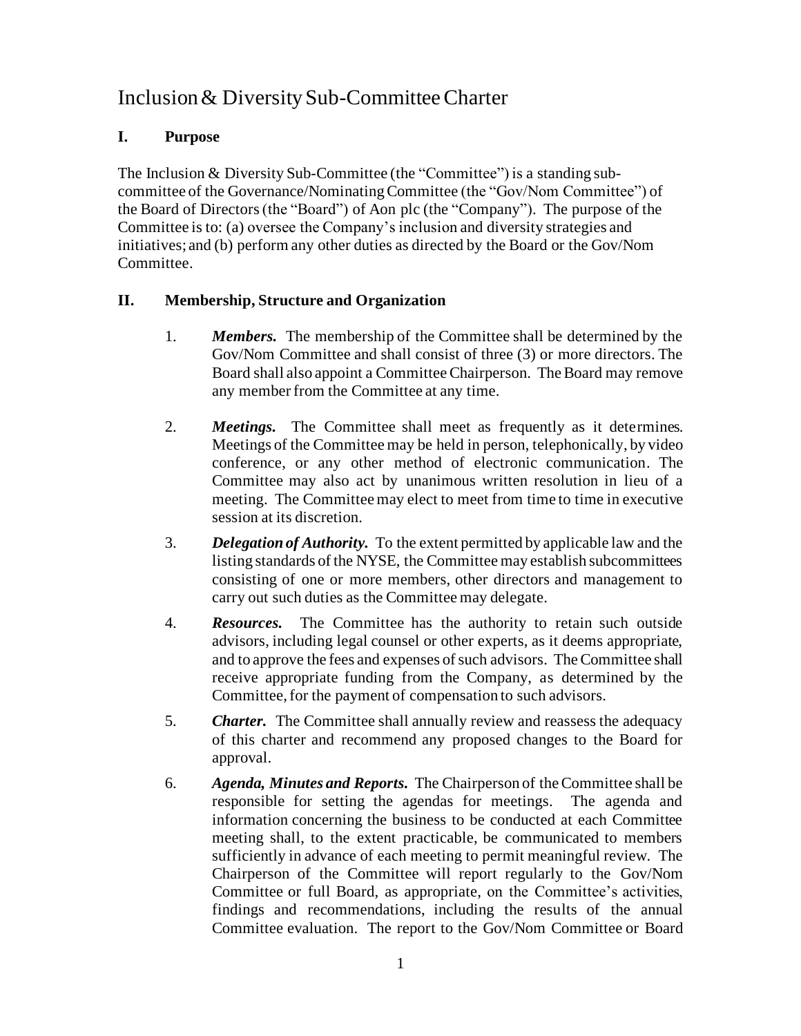# Inclusion & Diversity Sub-Committee Charter

## I. Purpose

The Inclusion & Diversity Sub-Committee (the "Committee") is a standing sub-committee of the Governance/Nominating Committee (the "Gov/Nom Committee") of the Board of Directors (the "Board") of Aon plc (the "Company"). The purpose of the Committee is to: (a) oversee the Company's inclusion and diversity strategies and initiatives; and (b) perform any other duties as directed by the Board or the Gov/Nom Committee.

## II. Membership, Structure and Organization

1. ***Members.*** The membership of the Committee shall be determined by the Gov/Nom Committee and shall consist of three (3) or more directors. The Board shall also appoint a Committee Chairperson. The Board may remove any member from the Committee at any time.

2. ***Meetings.*** The Committee shall meet as frequently as it determines. Meetings of the Committee may be held in person, telephonically, by video conference, or any other method of electronic communication. The Committee may also act by unanimous written resolution in lieu of a meeting. The Committee may elect to meet from time to time in executive session at its discretion.

3. ***Delegation of Authority.*** To the extent permitted by applicable law and the listing standards of the NYSE, the Committee may establish subcommittees consisting of one or more members, other directors and management to carry out such duties as the Committee may delegate.

4. ***Resources.*** The Committee has the authority to retain such outside advisors, including legal counsel or other experts, as it deems appropriate, and to approve the fees and expenses of such advisors. The Committee shall receive appropriate funding from the Company, as determined by the Committee, for the payment of compensation to such advisors.

5. ***Charter.*** The Committee shall annually review and reassess the adequacy of this charter and recommend any proposed changes to the Board for approval.

6. ***Agenda, Minutes and Reports.*** The Chairperson of the Committee shall be responsible for setting the agendas for meetings. The agenda and information concerning the business to be conducted at each Committee meeting shall, to the extent practicable, be communicated to members sufficiently in advance of each meeting to permit meaningful review. The Chairperson of the Committee will report regularly to the Gov/Nom Committee or full Board, as appropriate, on the Committee's activities, findings and recommendations, including the results of the annual Committee evaluation. The report to the Gov/Nom Committee or Board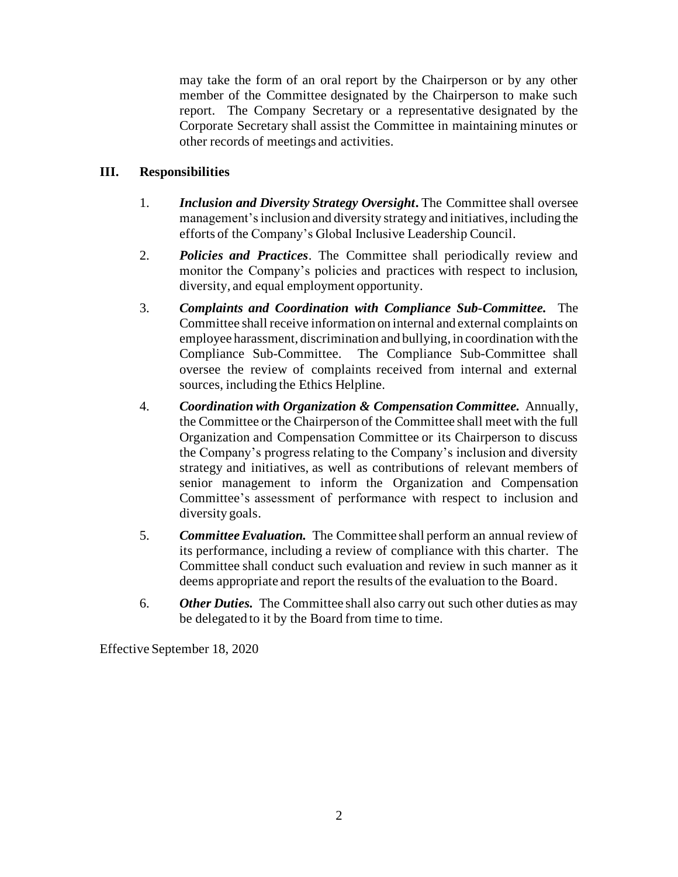may take the form of an oral report by the Chairperson or by any other member of the Committee designated by the Chairperson to make such report. The Company Secretary or a representative designated by the Corporate Secretary shall assist the Committee in maintaining minutes or other records of meetings and activities.

## III. Responsibilities

1. ***Inclusion and Diversity Strategy Oversight***. The Committee shall oversee management's inclusion and diversity strategy and initiatives, including the efforts of the Company's Global Inclusive Leadership Council.

2. ***Policies and Practices***. The Committee shall periodically review and monitor the Company's policies and practices with respect to inclusion, diversity, and equal employment opportunity.

3. ***Complaints and Coordination with Compliance Sub-Committee.*** The Committee shall receive information on internal and external complaints on employee harassment, discrimination and bullying, in coordination with the Compliance Sub-Committee. The Compliance Sub-Committee shall oversee the review of complaints received from internal and external sources, including the Ethics Helpline.

4. ***Coordination with Organization & Compensation Committee.*** Annually, the Committee or the Chairperson of the Committee shall meet with the full Organization and Compensation Committee or its Chairperson to discuss the Company's progress relating to the Company's inclusion and diversity strategy and initiatives, as well as contributions of relevant members of senior management to inform the Organization and Compensation Committee's assessment of performance with respect to inclusion and diversity goals.

5. ***Committee Evaluation.*** The Committee shall perform an annual review of its performance, including a review of compliance with this charter. The Committee shall conduct such evaluation and review in such manner as it deems appropriate and report the results of the evaluation to the Board.

6. ***Other Duties.*** The Committee shall also carry out such other duties as may be delegated to it by the Board from time to time.

Effective September 18, 2020